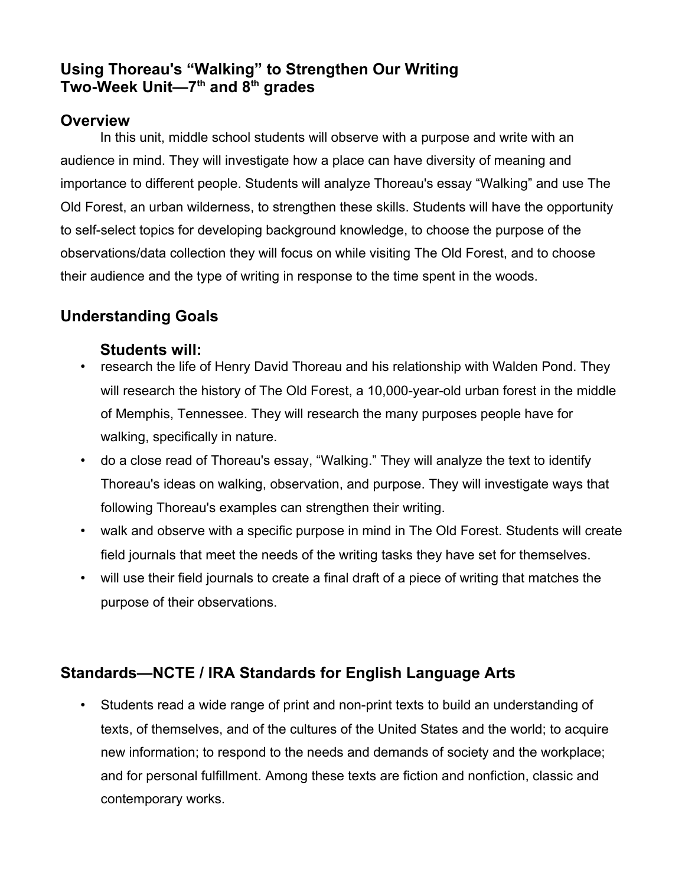# Using Thoreau's "Walking" to Strengthen Our Writing
# Two-Week Unit—7th and 8th grades

## Overview

In this unit, middle school students will observe with a purpose and write with an audience in mind. They will investigate how a place can have diversity of meaning and importance to different people. Students will analyze Thoreau's essay "Walking" and use The Old Forest, an urban wilderness, to strengthen these skills. Students will have the opportunity to self-select topics for developing background knowledge, to choose the purpose of the observations/data collection they will focus on while visiting The Old Forest, and to choose their audience and the type of writing in response to the time spent in the woods.

## Understanding Goals

### Students will:

- research the life of Henry David Thoreau and his relationship with Walden Pond. They will research the history of The Old Forest, a 10,000-year-old urban forest in the middle of Memphis, Tennessee. They will research the many purposes people have for walking, specifically in nature.
- do a close read of Thoreau's essay, "Walking." They will analyze the text to identify Thoreau's ideas on walking, observation, and purpose. They will investigate ways that following Thoreau's examples can strengthen their writing.
- walk and observe with a specific purpose in mind in The Old Forest. Students will create field journals that meet the needs of the writing tasks they have set for themselves.
- will use their field journals to create a final draft of a piece of writing that matches the purpose of their observations.

## Standards—NCTE / IRA Standards for English Language Arts

- Students read a wide range of print and non-print texts to build an understanding of texts, of themselves, and of the cultures of the United States and the world; to acquire new information; to respond to the needs and demands of society and the workplace; and for personal fulfillment. Among these texts are fiction and nonfiction, classic and contemporary works.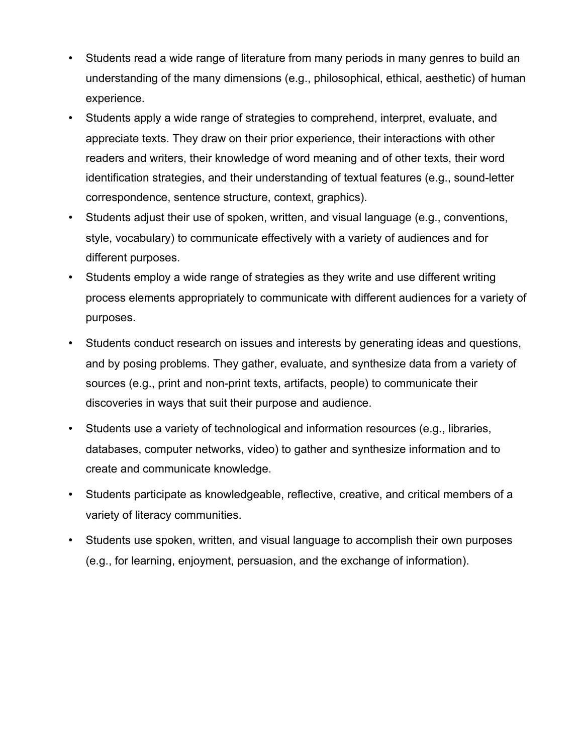- Students read a wide range of literature from many periods in many genres to build an understanding of the many dimensions (e.g., philosophical, ethical, aesthetic) of human experience.
- Students apply a wide range of strategies to comprehend, interpret, evaluate, and appreciate texts. They draw on their prior experience, their interactions with other readers and writers, their knowledge of word meaning and of other texts, their word identification strategies, and their understanding of textual features (e.g., sound-letter correspondence, sentence structure, context, graphics).
- Students adjust their use of spoken, written, and visual language (e.g., conventions, style, vocabulary) to communicate effectively with a variety of audiences and for different purposes.
- Students employ a wide range of strategies as they write and use different writing process elements appropriately to communicate with different audiences for a variety of purposes.
- Students conduct research on issues and interests by generating ideas and questions, and by posing problems. They gather, evaluate, and synthesize data from a variety of sources (e.g., print and non-print texts, artifacts, people) to communicate their discoveries in ways that suit their purpose and audience.
- Students use a variety of technological and information resources (e.g., libraries, databases, computer networks, video) to gather and synthesize information and to create and communicate knowledge.
- Students participate as knowledgeable, reflective, creative, and critical members of a variety of literacy communities.
- Students use spoken, written, and visual language to accomplish their own purposes (e.g., for learning, enjoyment, persuasion, and the exchange of information).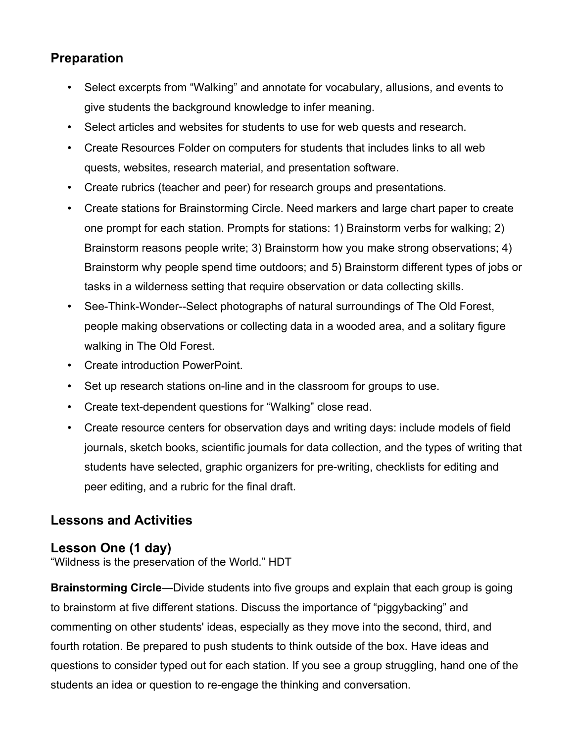## Preparation

- Select excerpts from "Walking" and annotate for vocabulary, allusions, and events to give students the background knowledge to infer meaning.
- Select articles and websites for students to use for web quests and research.
- Create Resources Folder on computers for students that includes links to all web quests, websites, research material, and presentation software.
- Create rubrics (teacher and peer) for research groups and presentations.
- Create stations for Brainstorming Circle. Need markers and large chart paper to create one prompt for each station. Prompts for stations: 1) Brainstorm verbs for walking; 2) Brainstorm reasons people write; 3) Brainstorm how you make strong observations; 4) Brainstorm why people spend time outdoors; and 5) Brainstorm different types of jobs or tasks in a wilderness setting that require observation or data collecting skills.
- See-Think-Wonder--Select photographs of natural surroundings of The Old Forest, people making observations or collecting data in a wooded area, and a solitary figure walking in The Old Forest.
- Create introduction PowerPoint.
- Set up research stations on-line and in the classroom for groups to use.
- Create text-dependent questions for "Walking" close read.
- Create resource centers for observation days and writing days: include models of field journals, sketch books, scientific journals for data collection, and the types of writing that students have selected, graphic organizers for pre-writing, checklists for editing and peer editing, and a rubric for the final draft.

## Lessons and Activities

### Lesson One (1 day)

"Wildness is the preservation of the World." HDT

**Brainstorming Circle**—Divide students into five groups and explain that each group is going to brainstorm at five different stations. Discuss the importance of "piggybacking" and commenting on other students' ideas, especially as they move into the second, third, and fourth rotation. Be prepared to push students to think outside of the box. Have ideas and questions to consider typed out for each station. If you see a group struggling, hand one of the students an idea or question to re-engage the thinking and conversation.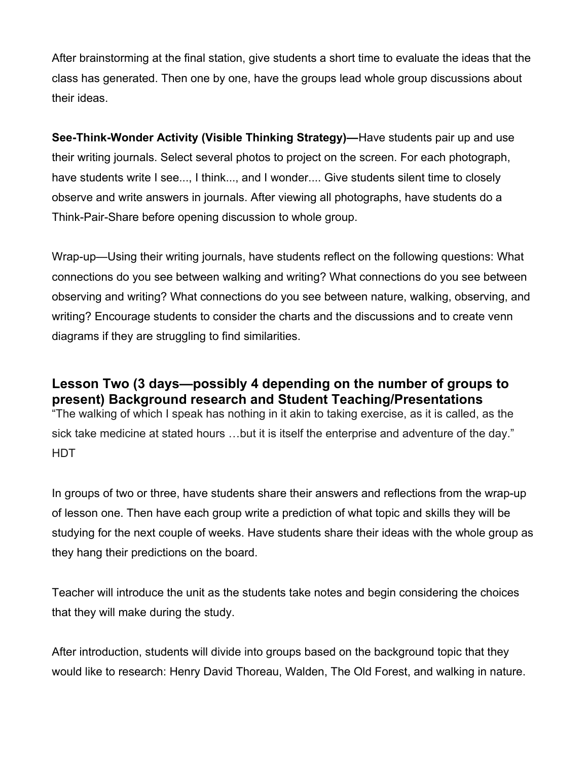After brainstorming at the final station, give students a short time to evaluate the ideas that the class has generated. Then one by one, have the groups lead whole group discussions about their ideas.

**See-Think-Wonder Activity (Visible Thinking Strategy)—**Have students pair up and use their writing journals. Select several photos to project on the screen. For each photograph, have students write I see..., I think..., and I wonder.... Give students silent time to closely observe and write answers in journals. After viewing all photographs, have students do a Think-Pair-Share before opening discussion to whole group.

Wrap-up—Using their writing journals, have students reflect on the following questions: What connections do you see between walking and writing? What connections do you see between observing and writing? What connections do you see between nature, walking, observing, and writing? Encourage students to consider the charts and the discussions and to create venn diagrams if they are struggling to find similarities.

## Lesson Two (3 days—possibly 4 depending on the number of groups to present) Background research and Student Teaching/Presentations

"The walking of which I speak has nothing in it akin to taking exercise, as it is called, as the sick take medicine at stated hours …but it is itself the enterprise and adventure of the day." HDT

In groups of two or three, have students share their answers and reflections from the wrap-up of lesson one. Then have each group write a prediction of what topic and skills they will be studying for the next couple of weeks. Have students share their ideas with the whole group as they hang their predictions on the board.

Teacher will introduce the unit as the students take notes and begin considering the choices that they will make during the study.

After introduction, students will divide into groups based on the background topic that they would like to research: Henry David Thoreau, Walden, The Old Forest, and walking in nature.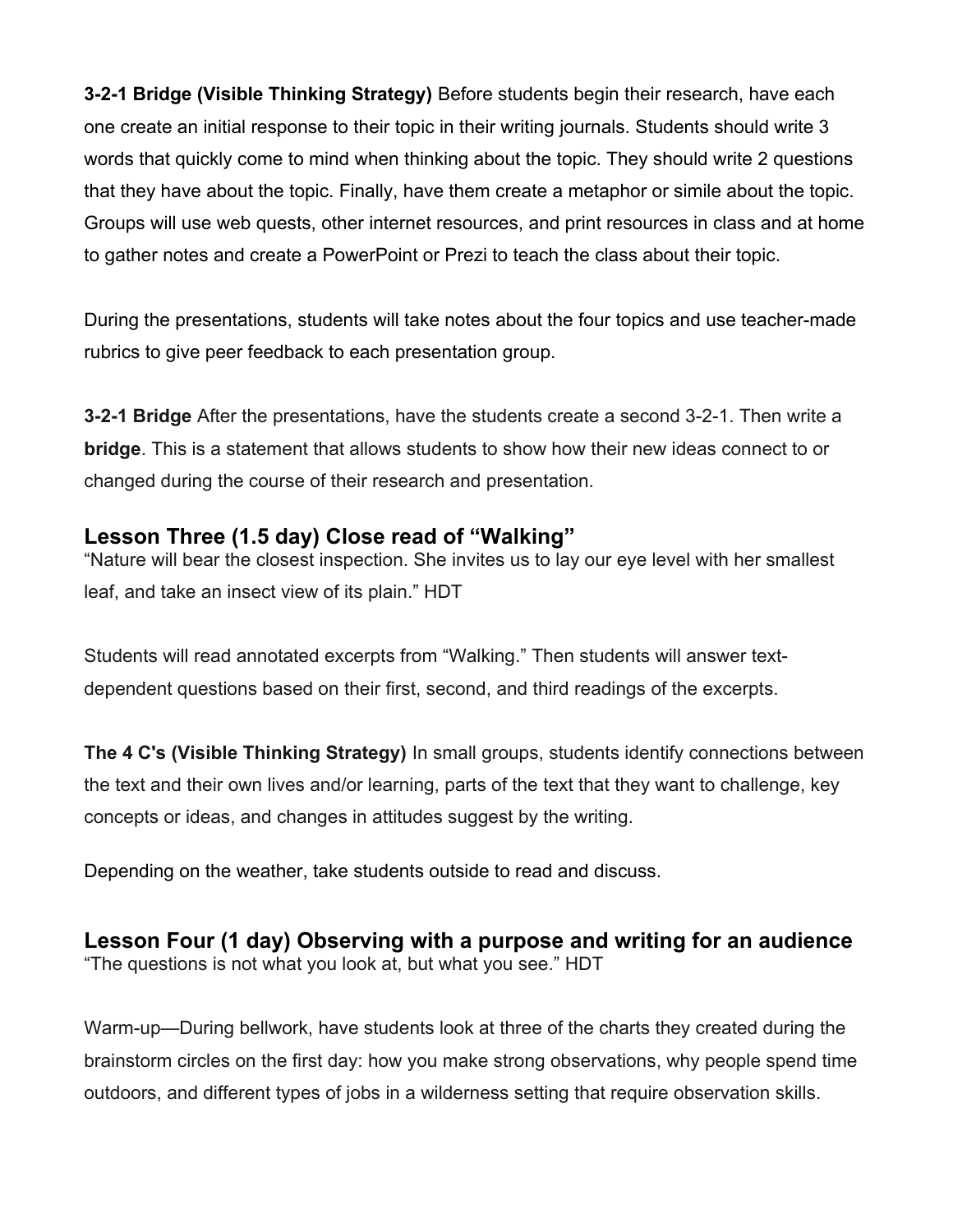**3-2-1 Bridge (Visible Thinking Strategy)** Before students begin their research, have each one create an initial response to their topic in their writing journals. Students should write 3 words that quickly come to mind when thinking about the topic. They should write 2 questions that they have about the topic. Finally, have them create a metaphor or simile about the topic. Groups will use web quests, other internet resources, and print resources in class and at home to gather notes and create a PowerPoint or Prezi to teach the class about their topic.

During the presentations, students will take notes about the four topics and use teacher-made rubrics to give peer feedback to each presentation group.

**3-2-1 Bridge** After the presentations, have the students create a second 3-2-1. Then write a **bridge**. This is a statement that allows students to show how their new ideas connect to or changed during the course of their research and presentation.

## Lesson Three (1.5 day) Close read of "Walking"

"Nature will bear the closest inspection. She invites us to lay our eye level with her smallest leaf, and take an insect view of its plain." HDT

Students will read annotated excerpts from "Walking." Then students will answer text-dependent questions based on their first, second, and third readings of the excerpts.

**The 4 C's (Visible Thinking Strategy)** In small groups, students identify connections between the text and their own lives and/or learning, parts of the text that they want to challenge, key concepts or ideas, and changes in attitudes suggest by the writing.

Depending on the weather, take students outside to read and discuss.

## Lesson Four (1 day) Observing with a purpose and writing for an audience

"The questions is not what you look at, but what you see." HDT

Warm-up—During bellwork, have students look at three of the charts they created during the brainstorm circles on the first day: how you make strong observations, why people spend time outdoors, and different types of jobs in a wilderness setting that require observation skills.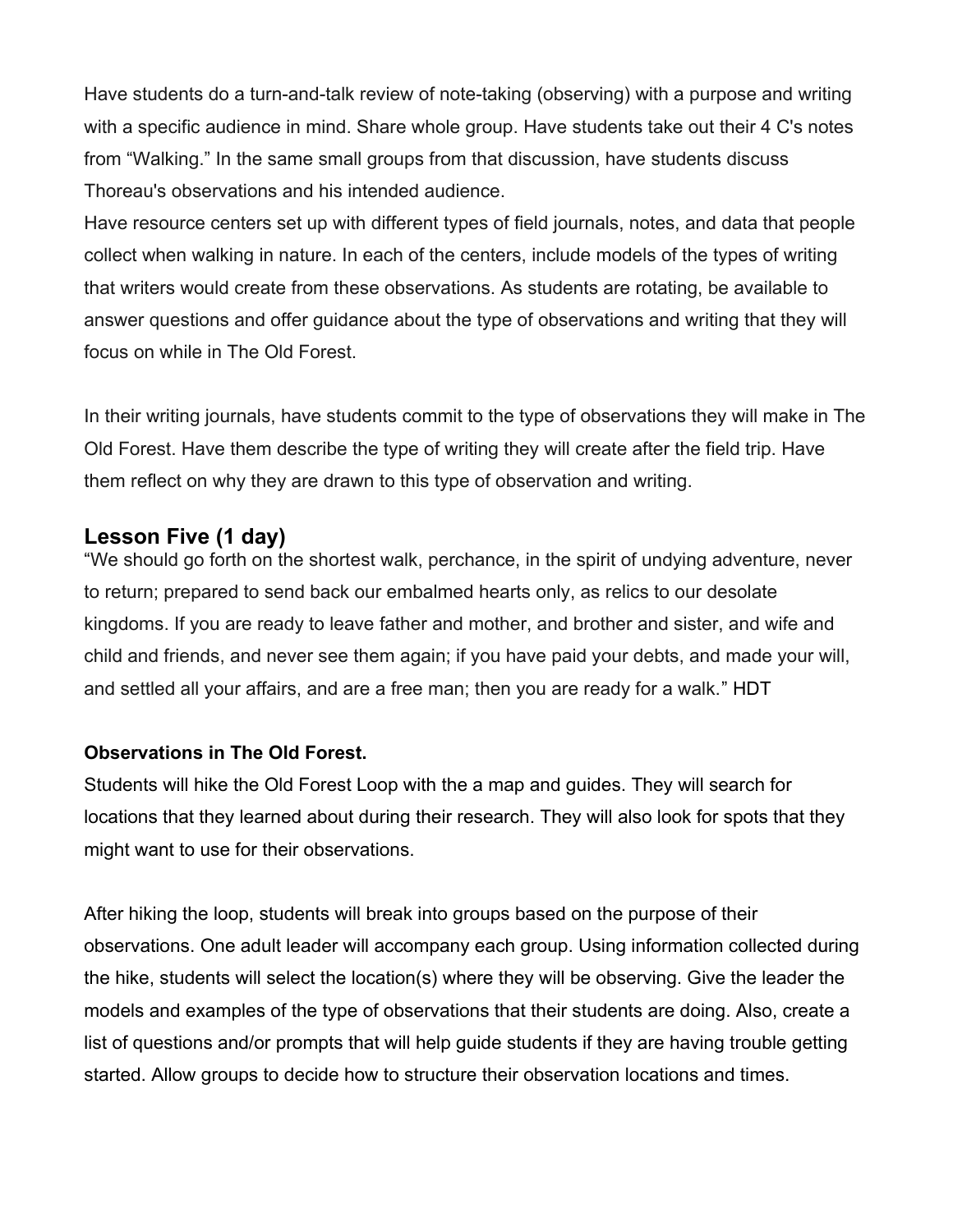Have students do a turn-and-talk review of note-taking (observing) with a purpose and writing with a specific audience in mind. Share whole group. Have students take out their 4 C's notes from “Walking.” In the same small groups from that discussion, have students discuss Thoreau's observations and his intended audience.
Have resource centers set up with different types of field journals, notes, and data that people collect when walking in nature. In each of the centers, include models of the types of writing that writers would create from these observations. As students are rotating, be available to answer questions and offer guidance about the type of observations and writing that they will focus on while in The Old Forest.

In their writing journals, have students commit to the type of observations they will make in The Old Forest. Have them describe the type of writing they will create after the field trip. Have them reflect on why they are drawn to this type of observation and writing.

## Lesson Five (1 day)

“We should go forth on the shortest walk, perchance, in the spirit of undying adventure, never to return; prepared to send back our embalmed hearts only, as relics to our desolate kingdoms. If you are ready to leave father and mother, and brother and sister, and wife and child and friends, and never see them again; if you have paid your debts, and made your will, and settled all your affairs, and are a free man; then you are ready for a walk.” HDT

**Observations in The Old Forest.**

Students will hike the Old Forest Loop with the a map and guides. They will search for locations that they learned about during their research. They will also look for spots that they might want to use for their observations.

After hiking the loop, students will break into groups based on the purpose of their observations. One adult leader will accompany each group. Using information collected during the hike, students will select the location(s) where they will be observing. Give the leader the models and examples of the type of observations that their students are doing. Also, create a list of questions and/or prompts that will help guide students if they are having trouble getting started. Allow groups to decide how to structure their observation locations and times.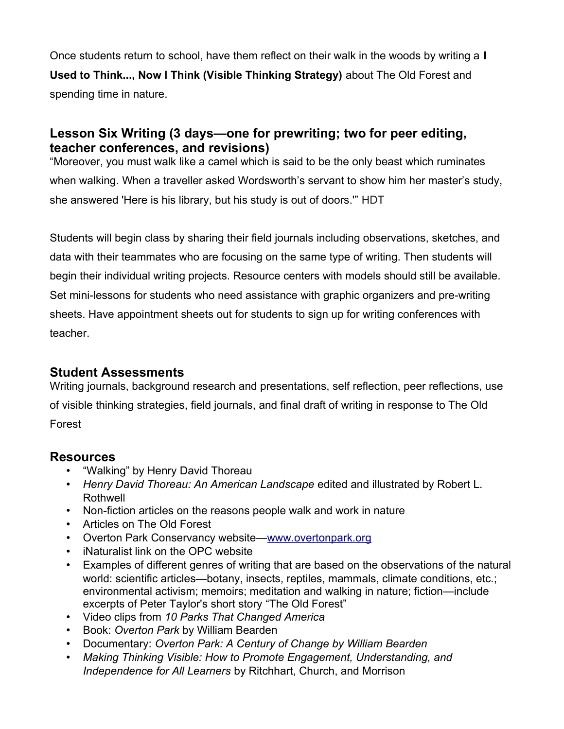Once students return to school, have them reflect on their walk in the woods by writing a **I Used to Think..., Now I Think (Visible Thinking Strategy)** about The Old Forest and spending time in nature.

## Lesson Six Writing (3 days—one for prewriting; two for peer editing, teacher conferences, and revisions)

"Moreover, you must walk like a camel which is said to be the only beast which ruminates when walking. When a traveller asked Wordsworth's servant to show him her master's study, she answered 'Here is his library, but his study is out of doors.'" HDT

Students will begin class by sharing their field journals including observations, sketches, and data with their teammates who are focusing on the same type of writing. Then students will begin their individual writing projects. Resource centers with models should still be available. Set mini-lessons for students who need assistance with graphic organizers and pre-writing sheets. Have appointment sheets out for students to sign up for writing conferences with teacher.

## Student Assessments

Writing journals, background research and presentations, self reflection, peer reflections, use of visible thinking strategies, field journals, and final draft of writing in response to The Old Forest

## Resources

- "Walking" by Henry David Thoreau
- *Henry David Thoreau: An American Landscape* edited and illustrated by Robert L. Rothwell
- Non-fiction articles on the reasons people walk and work in nature
- Articles on The Old Forest
- Overton Park Conservancy website—[www.overtonpark.org](http://www.overtonpark.org)
- iNaturalist link on the OPC website
- Examples of different genres of writing that are based on the observations of the natural world: scientific articles—botany, insects, reptiles, mammals, climate conditions, etc.; environmental activism; memoirs; meditation and walking in nature; fiction—include excerpts of Peter Taylor's short story "The Old Forest"
- Video clips from *10 Parks That Changed America*
- Book: *Overton Park* by William Bearden
- Documentary: *Overton Park: A Century of Change by William Bearden*
- *Making Thinking Visible: How to Promote Engagement, Understanding, and Independence for All Learners* by Ritchhart, Church, and Morrison